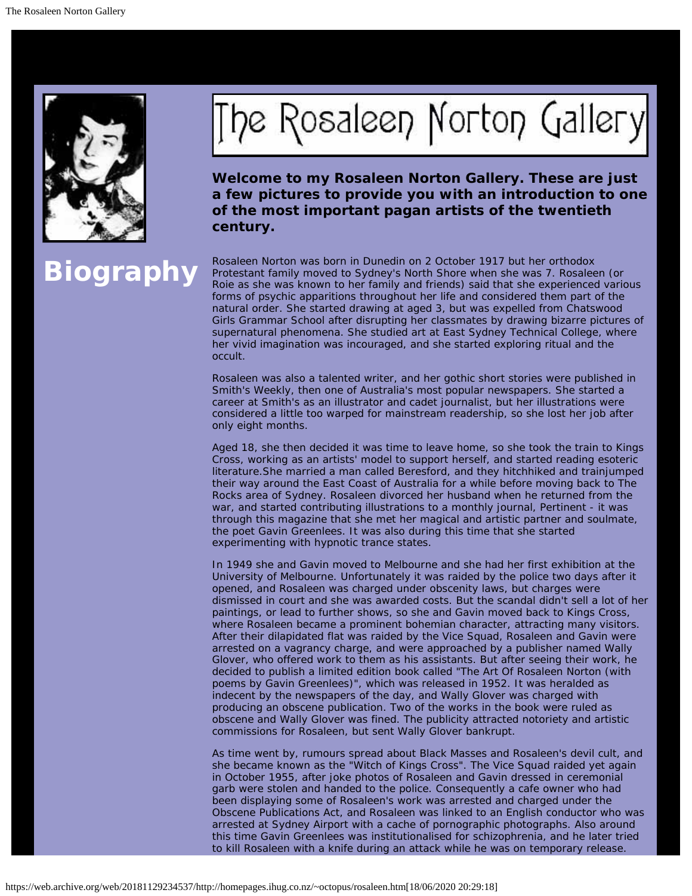# The Rosaleen Norton Gallery

**Welcome to my Rosaleen Norton Gallery. These are just a few pictures to provide you with an introduction to one of the most important pagan artists of the twentieth century.**

## Biography

Rosaleen Norton was born in Dunedin on 2 October 1917 but her orthodox Protestant family moved to Sydney's North Shore when she was 7. Rosaleen (or Roie as she was known to her family and friends) said that she experienced various forms of psychic apparitions throughout her life and considered them part of the natural order. She started drawing at aged 3, but was expelled from Chatswood Girls Grammar School after disrupting her classmates by drawing bizarre pictures of supernatural phenomena. She studied art at East Sydney Technical College, where her vivid imagination was incouraged, and she started exploring ritual and the occult.

Rosaleen was also a talented writer, and her gothic short stories were published in Smith's Weekly, then one of Australia's most popular newspapers. She started a career at Smith's as an illustrator and cadet journalist, but her illustrations were considered a little too warped for mainstream readership, so she lost her job after only eight months.

Aged 18, she then decided it was time to leave home, so she took the train to Kings Cross, working as an artists' model to support herself, and started reading esoteric literature.She married a man called Beresford, and they hitchhiked and trainjumped their way around the East Coast of Australia for a while before moving back to The Rocks area of Sydney. Rosaleen divorced her husband when he returned from the war, and started contributing illustrations to a monthly journal, Pertinent - it was through this magazine that she met her magical and artistic partner and soulmate, the poet Gavin Greenlees. It was also during this time that she started experimenting with hypnotic trance states.

In 1949 she and Gavin moved to Melbourne and she had her first exhibition at the University of Melbourne. Unfortunately it was raided by the police two days after it opened, and Rosaleen was charged under obscenity laws, but charges were dismissed in court and she was awarded costs. But the scandal didn't sell a lot of her paintings, or lead to further shows, so she and Gavin moved back to Kings Cross, where Rosaleen became a prominent bohemian character, attracting many visitors. After their dilapidated flat was raided by the Vice Squad, Rosaleen and Gavin were arrested on a vagrancy charge, and were approached by a publisher named Wally Glover, who offered work to them as his assistants. But after seeing their work, he decided to publish a limited edition book called "The Art Of Rosaleen Norton (with poems by Gavin Greenlees)", which was released in 1952. It was heralded as indecent by the newspapers of the day, and Wally Glover was charged with producing an obscene publication. Two of the works in the book were ruled as obscene and Wally Glover was fined. The publicity attracted notoriety and artistic commissions for Rosaleen, but sent Wally Glover bankrupt.

As time went by, rumours spread about Black Masses and Rosaleen's devil cult, and she became known as the "Witch of Kings Cross". The Vice Squad raided yet again in October 1955, after joke photos of Rosaleen and Gavin dressed in ceremonial garb were stolen and handed to the police. Consequently a cafe owner who had been displaying some of Rosaleen's work was arrested and charged under the Obscene Publications Act, and Rosaleen was linked to an English conductor who was arrested at Sydney Airport with a cache of pornographic photographs. Also around this time Gavin Greenlees was institutionalised for schizophrenia, and he later tried to kill Rosaleen with a knife during an attack while he was on temporary release.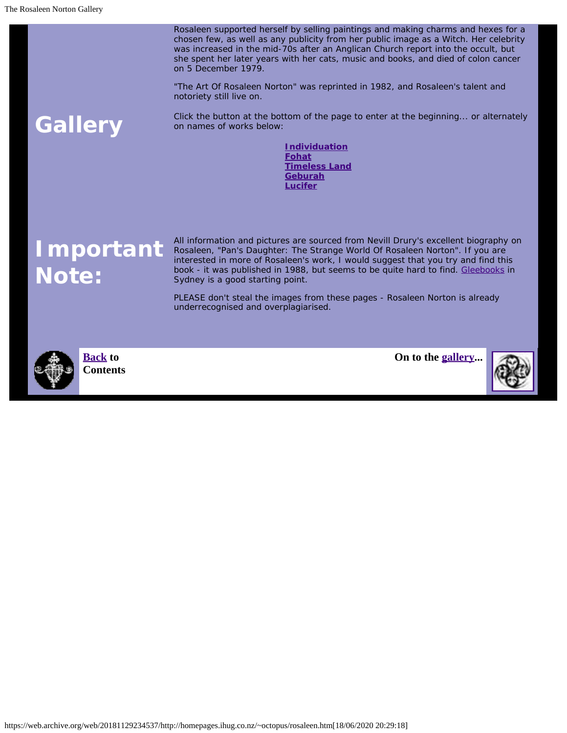Rosaleen supported herself by selling paintings and making charms and hexes for a chosen few, as well as any publicity from her public image as a Witch. Her celebrity was increased in the mid-70s after an Anglican Church report into the occult, but she spent her later years with her cats, music and books, and died of colon cancer on 5 December 1979.

"The Art Of Rosaleen Norton" was reprinted in 1982, and Rosaleen's talent and notoriety still live on.

## Gallery

Click the button at the bottom of the page to enter at the beginning... or alternately on names of works below:

**Individuation**
**Fohat**
**Timeless Land**
**Geburah**
**Lucifer**

## Important Note:

All information and pictures are sourced from Nevill Drury's excellent biography on Rosaleen, "Pan's Daughter: The Strange World Of Rosaleen Norton". If you are interested in more of Rosaleen's work, I would suggest that you try and find this book - it was published in 1988, but seems to be quite hard to find. Gleebooks in Sydney is a good starting point.

PLEASE don't steal the images from these pages - Rosaleen Norton is already underrecognised and overplagiarised.

**Back to Contents**

**On to the gallery...**